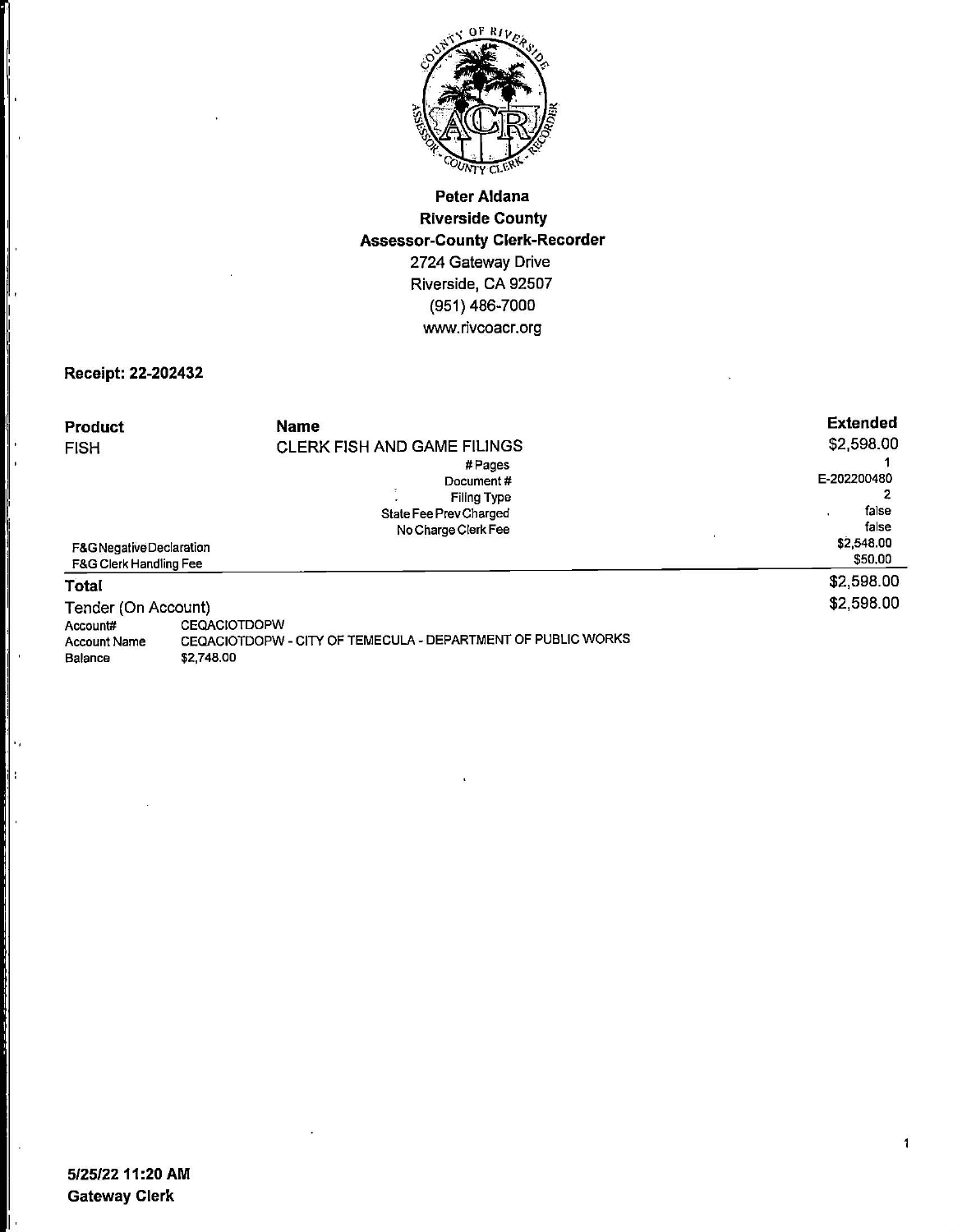**Peter Aldana**
**Riverside County**
**Assessor-County Clerk-Recorder**
2724 Gateway Drive
Riverside, CA 92507
(951) 486-7000
www.rivcoacr.org

**Receipt: 22-202432**

| Product | Name | Extended |
|---|---|---|
| FISH | CLERK FISH AND GAME FILINGS | $2,598.00 |
| | # Pages | 1 |
| | Document # | E-202200480 |
| | Filing Type | 2 |
| | State Fee Prev Charged | false |
| | No Charge Clerk Fee | false |
| F&G Negative Declaration | | $2,548.00 |
| F&G Clerk Handling Fee | | $50.00 |
| **Total** | | $2,598.00 |
| Tender (On Account) | | $2,598.00 |

Account# CEQACIOTDOPW
Account Name CEQACIOTDOPW - CITY OF TEMECULA - DEPARTMENT OF PUBLIC WORKS
Balance $2,748.00

**5/25/22 11:20 AM**
**Gateway Clerk**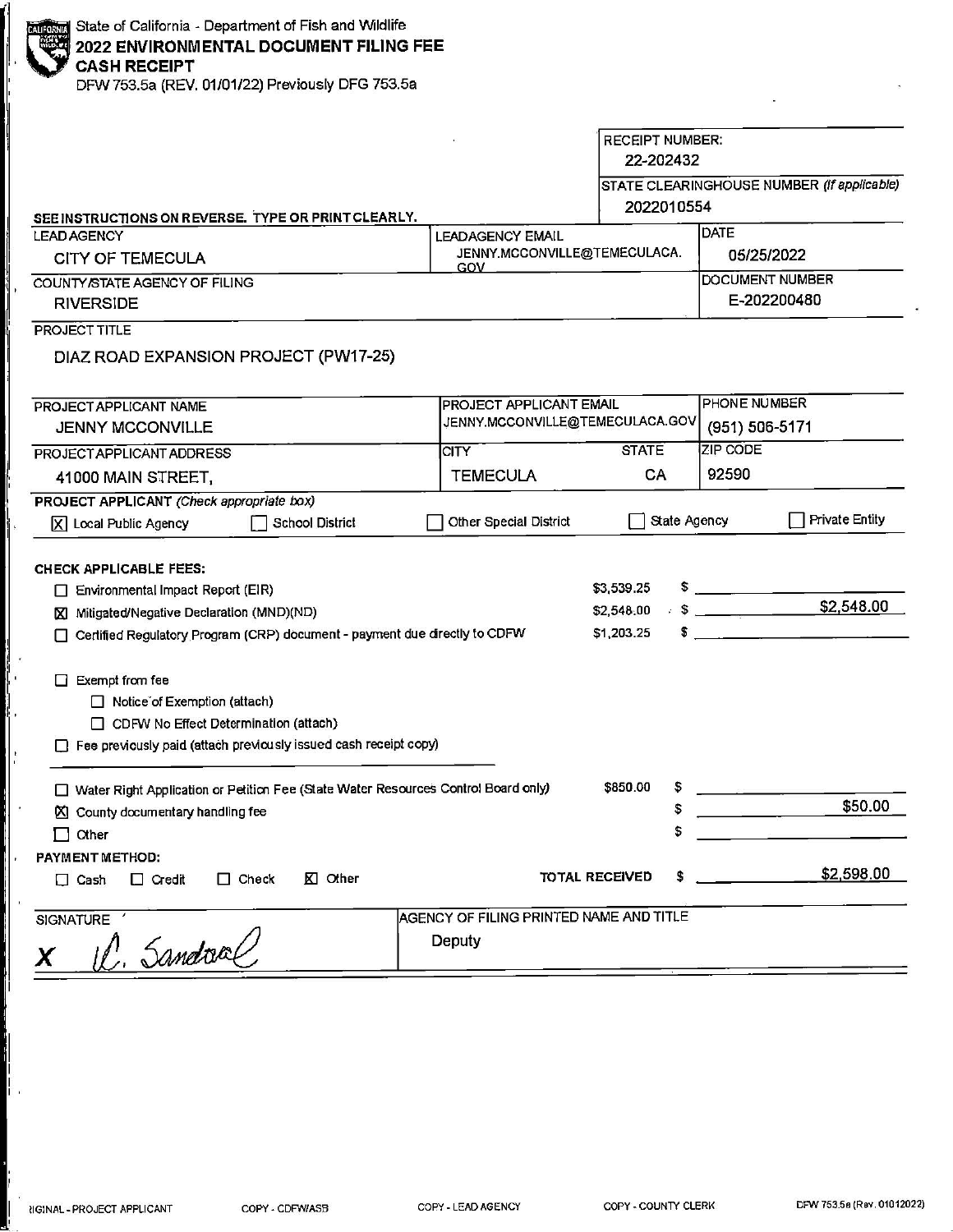State of California - Department of Fish and Wildlife

# 2022 ENVIRONMENTAL DOCUMENT FILING FEE CASH RECEIPT

DFW 753.5a (REV. 01/01/22) Previously DFG 753.5a

RECEIPT NUMBER: 22-202432

STATE CLEARINGHOUSE NUMBER *(If applicable)*: 2022010554

SEE INSTRUCTIONS ON REVERSE. TYPE OR PRINT CLEARLY.

| LEAD AGENCY | LEADAGENCY EMAIL | DATE |
|---|---|---|
| CITY OF TEMECULA | JENNY.MCCONVILLE@TEMECULACA.GOV | 05/25/2022 |

| COUNTY/STATE AGENCY OF FILING | DOCUMENT NUMBER |
|---|---|
| RIVERSIDE | E-202200480 |

PROJECT TITLE

DIAZ ROAD EXPANSION PROJECT (PW17-25)

| PROJECT APPLICANT NAME | PROJECT APPLICANT EMAIL | PHONE NUMBER |
|---|---|---|
| JENNY MCCONVILLE | JENNY.MCCONVILLE@TEMECULACA.GOV | (951) 506-5171 |

| PROJECT APPLICANT ADDRESS | CITY | STATE | ZIP CODE |
|---|---|---|---|
| 41000 MAIN STREET, | TEMECULA | CA | 92590 |

**PROJECT APPLICANT** *(Check appropriate box)*

- [X] Local Public Agency
- [ ] School District
- [ ] Other Special District
- [ ] State Agency
- [ ] Private Entity

**CHECK APPLICABLE FEES:**

| Fee | Rate | Amount |
|---|---|---|
| ☐ Environmental Impact Report (EIR) | $3,539.25 | $ |
| ☒ Mitigated/Negative Declaration (MND)(ND) | $2,548.00 | $ $2,548.00 |
| ☐ Certified Regulatory Program (CRP) document - payment due directly to CDFW | $1,203.25 | $ |

☐ Exempt from fee

- ☐ Notice of Exemption (attach)
- ☐ CDFW No Effect Determination (attach)

☐ Fee previously paid (attach previously issued cash receipt copy)

| Fee | Rate | Amount |
|---|---|---|
| ☐ Water Right Application or Petition Fee (State Water Resources Control Board only) | $850.00 | $ |
| ☒ County documentary handling fee | | $ $50.00 |
| ☐ Other | | $ |

**PAYMENT METHOD:**

☐ Cash ☐ Credit ☐ Check ☒ Other

**TOTAL RECEIVED** $ $2,598.00

| SIGNATURE | AGENCY OF FILING PRINTED NAME AND TITLE |
|---|---|
| X V. Sandoval | Deputy |

ORIGINAL - PROJECT APPLICANT COPY - CDFW/ASB COPY - LEAD AGENCY COPY - COUNTY CLERK DFW 753.5a (Rev. 01012022)